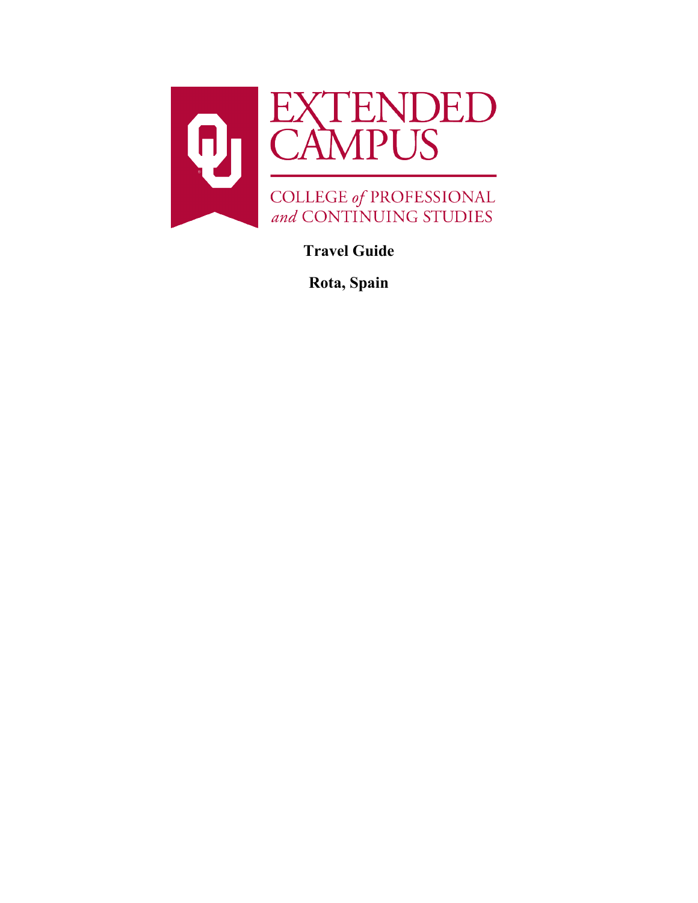EXTENDED CAMPUS

COLLEGE *of* PROFESSIONAL *and* CONTINUING STUDIES

**Travel Guide**

**Rota, Spain**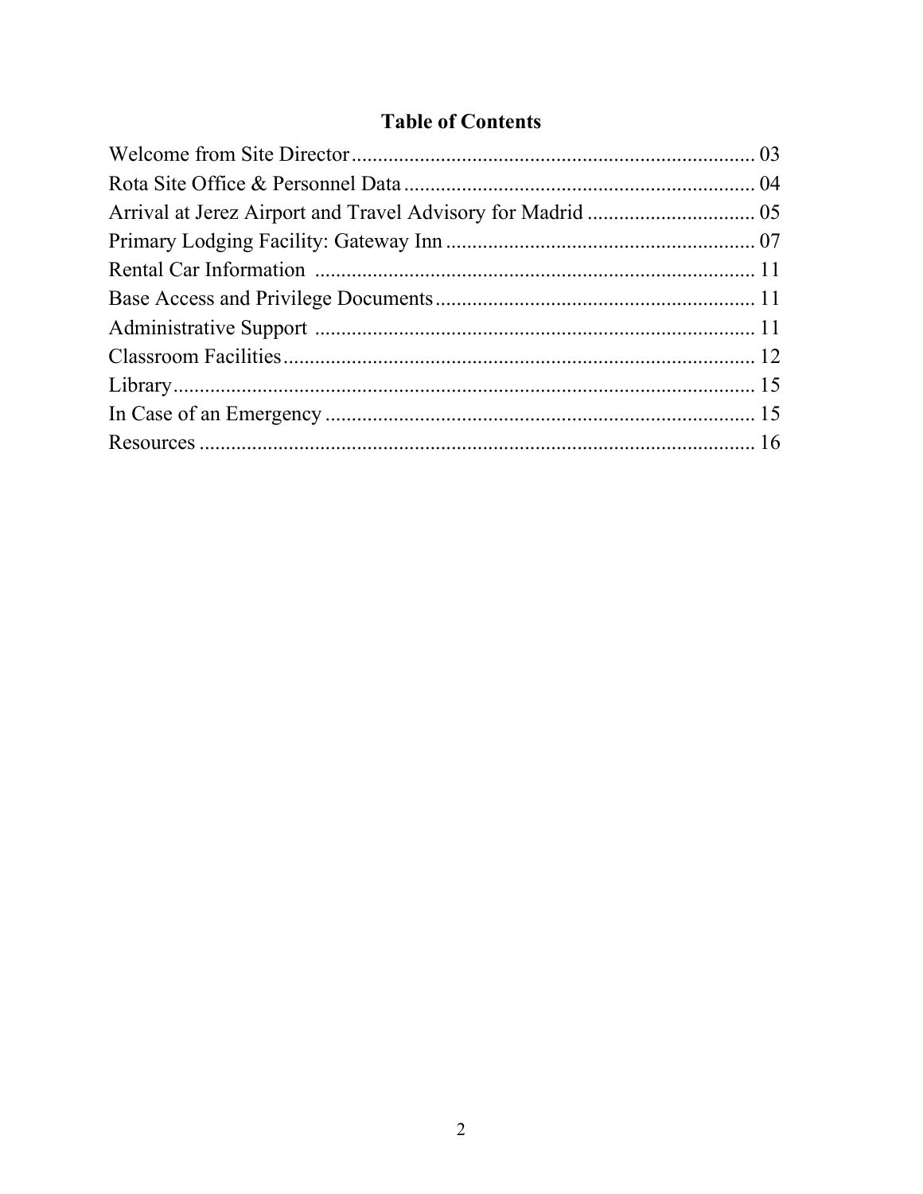# Table of Contents

| Section | Page |
|---|---|
| Welcome from Site Director | 03 |
| Rota Site Office & Personnel Data | 04 |
| Arrival at Jerez Airport and Travel Advisory for Madrid | 05 |
| Primary Lodging Facility: Gateway Inn | 07 |
| Rental Car Information | 11 |
| Base Access and Privilege Documents | 11 |
| Administrative Support | 11 |
| Classroom Facilities | 12 |
| Library | 15 |
| In Case of an Emergency | 15 |
| Resources | 16 |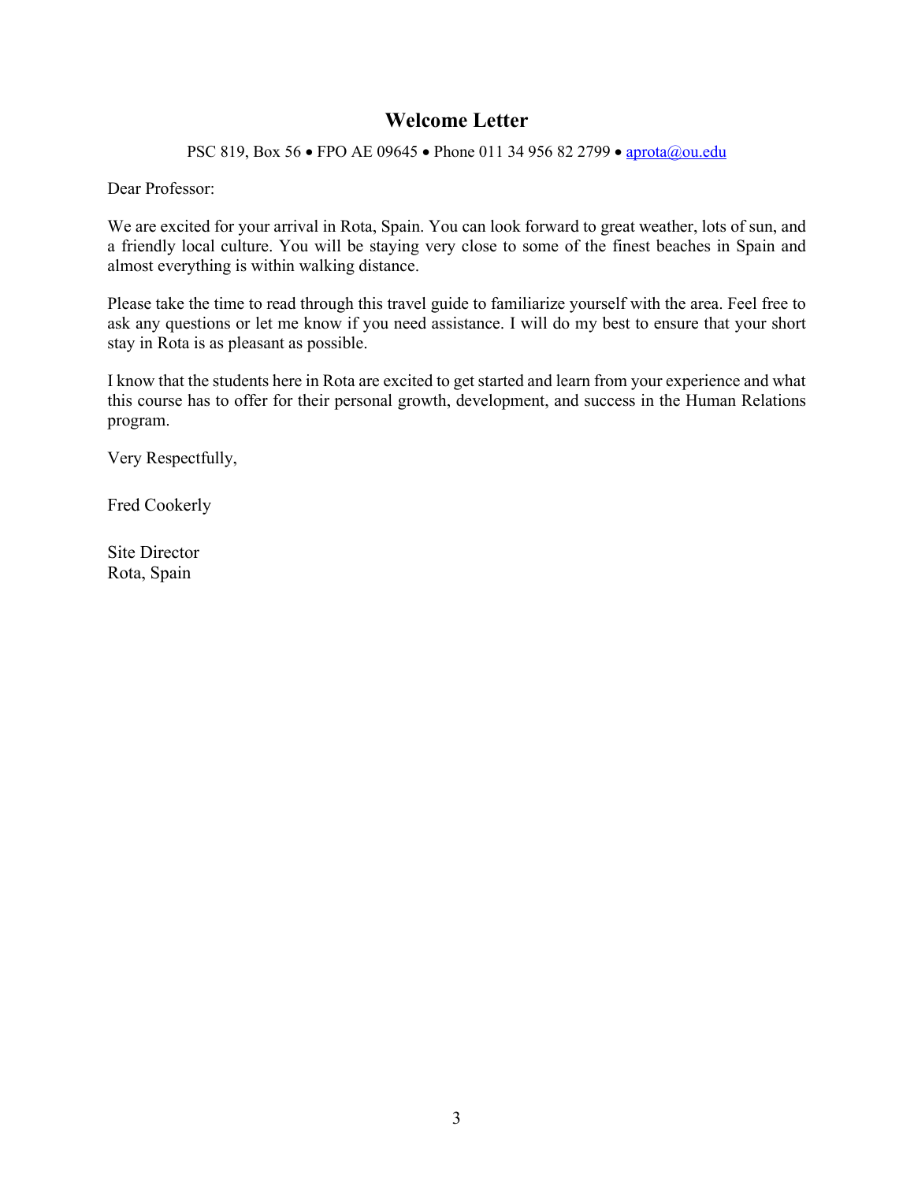## Welcome Letter

PSC 819, Box 56 • FPO AE 09645 • Phone 011 34 956 82 2799 • aprota@ou.edu

Dear Professor:

We are excited for your arrival in Rota, Spain. You can look forward to great weather, lots of sun, and a friendly local culture. You will be staying very close to some of the finest beaches in Spain and almost everything is within walking distance.

Please take the time to read through this travel guide to familiarize yourself with the area. Feel free to ask any questions or let me know if you need assistance. I will do my best to ensure that your short stay in Rota is as pleasant as possible.

I know that the students here in Rota are excited to get started and learn from your experience and what this course has to offer for their personal growth, development, and success in the Human Relations program.

Very Respectfully,

Fred Cookerly

Site Director
Rota, Spain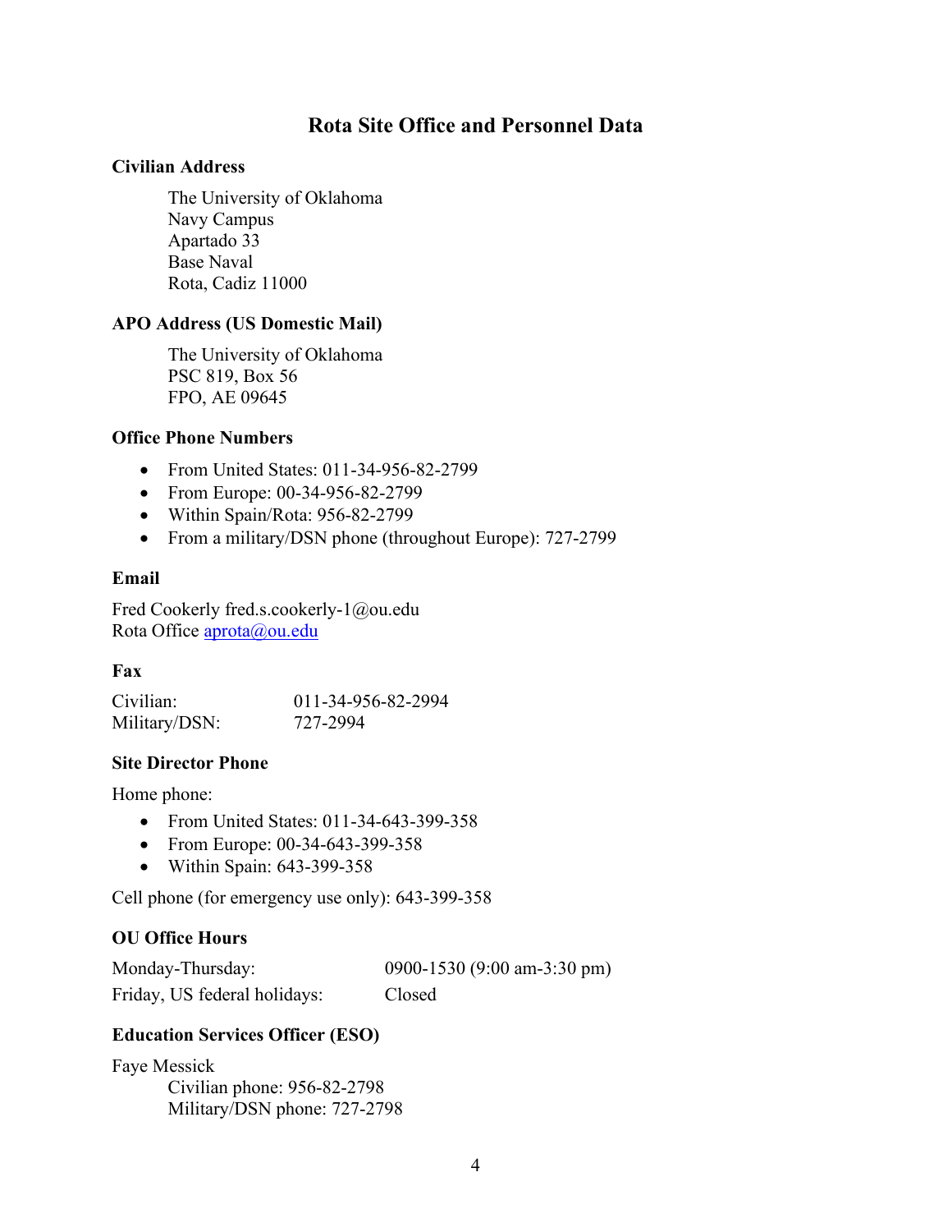# Rota Site Office and Personnel Data

### Civilian Address

The University of Oklahoma
Navy Campus
Apartado 33
Base Naval
Rota, Cadiz 11000

### APO Address (US Domestic Mail)

The University of Oklahoma
PSC 819, Box 56
FPO, AE 09645

### Office Phone Numbers

- From United States: 011-34-956-82-2799
- From Europe: 00-34-956-82-2799
- Within Spain/Rota: 956-82-2799
- From a military/DSN phone (throughout Europe): 727-2799

### Email

Fred Cookerly fred.s.cookerly-1@ou.edu
Rota Office aprota@ou.edu

### Fax

| | |
|---|---|
| Civilian: | 011-34-956-82-2994 |
| Military/DSN: | 727-2994 |

### Site Director Phone

Home phone:

- From United States: 011-34-643-399-358
- From Europe: 00-34-643-399-358
- Within Spain: 643-399-358

Cell phone (for emergency use only): 643-399-358

### OU Office Hours

| | |
|---|---|
| Monday-Thursday: | 0900-1530 (9:00 am-3:30 pm) |
| Friday, US federal holidays: | Closed |

### Education Services Officer (ESO)

Faye Messick
Civilian phone: 956-82-2798
Military/DSN phone: 727-2798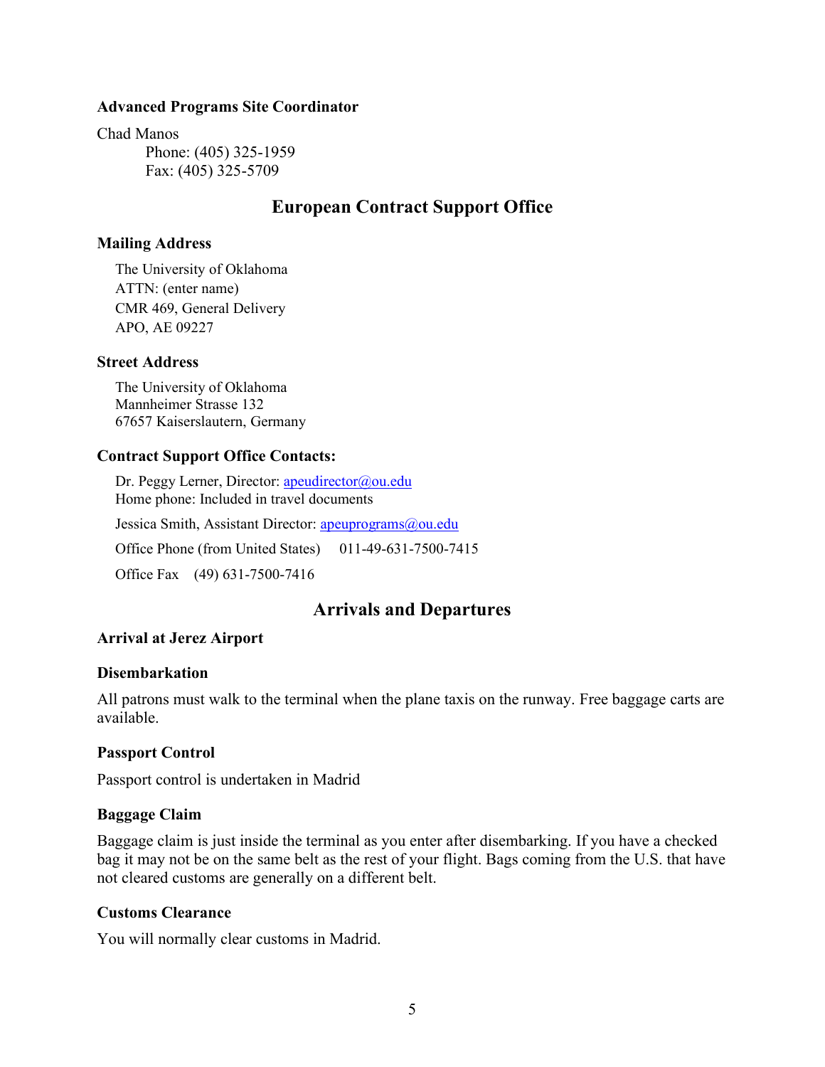### Advanced Programs Site Coordinator

Chad Manos
Phone: (405) 325-1959
Fax: (405) 325-5709

## European Contract Support Office

### Mailing Address

The University of Oklahoma
ATTN: (enter name)
CMR 469, General Delivery
APO, AE 09227

### Street Address

The University of Oklahoma
Mannheimer Strasse 132
67657 Kaiserslautern, Germany

### Contract Support Office Contacts:

Dr. Peggy Lerner, Director: apeudirector@ou.edu
Home phone: Included in travel documents

Jessica Smith, Assistant Director: apeuprograms@ou.edu

Office Phone (from United States) 011-49-631-7500-7415

Office Fax (49) 631-7500-7416

## Arrivals and Departures

### Arrival at Jerez Airport

### Disembarkation

All patrons must walk to the terminal when the plane taxis on the runway. Free baggage carts are available.

### Passport Control

Passport control is undertaken in Madrid

### Baggage Claim

Baggage claim is just inside the terminal as you enter after disembarking. If you have a checked bag it may not be on the same belt as the rest of your flight. Bags coming from the U.S. that have not cleared customs are generally on a different belt.

### Customs Clearance

You will normally clear customs in Madrid.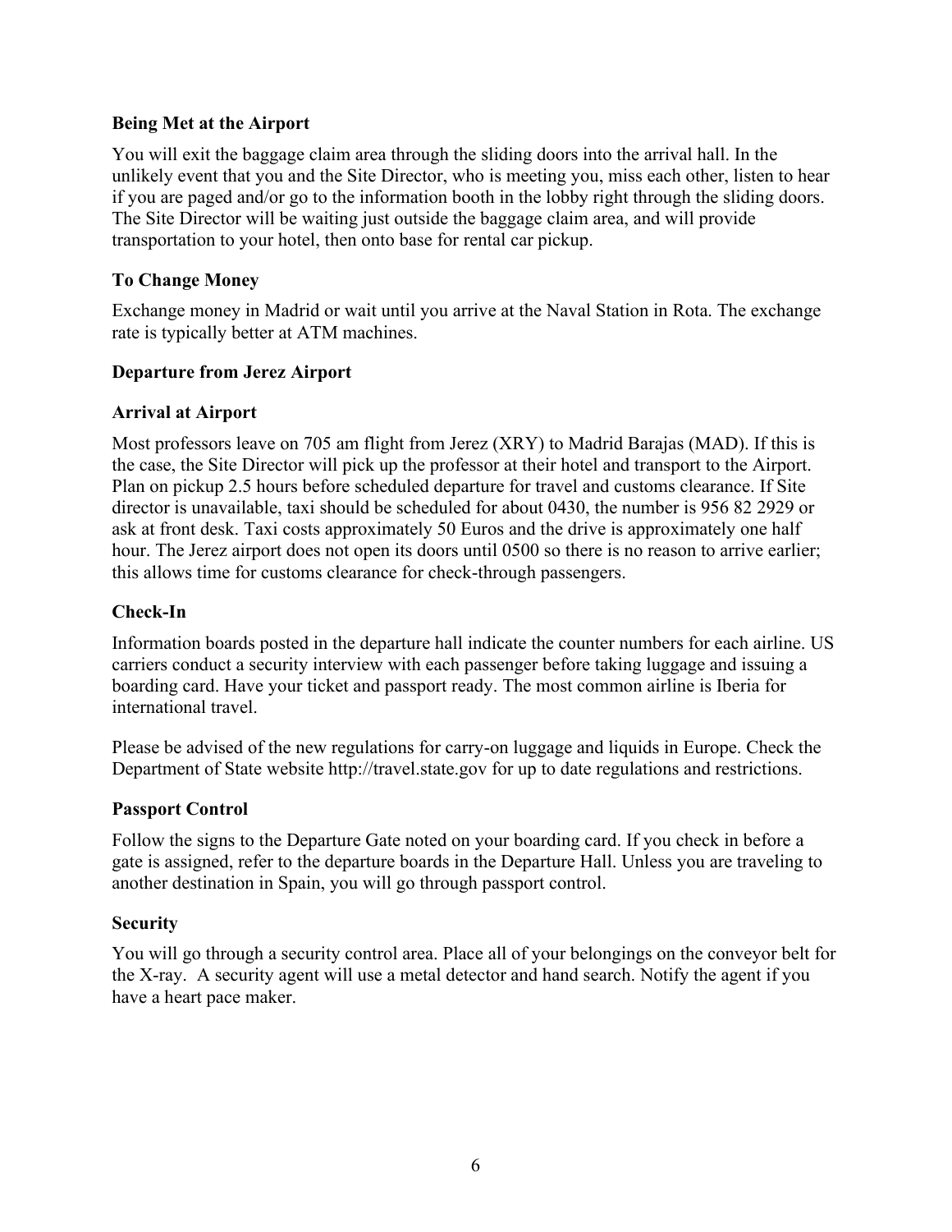## Being Met at the Airport

You will exit the baggage claim area through the sliding doors into the arrival hall. In the unlikely event that you and the Site Director, who is meeting you, miss each other, listen to hear if you are paged and/or go to the information booth in the lobby right through the sliding doors. The Site Director will be waiting just outside the baggage claim area, and will provide transportation to your hotel, then onto base for rental car pickup.

## To Change Money

Exchange money in Madrid or wait until you arrive at the Naval Station in Rota. The exchange rate is typically better at ATM machines.

## Departure from Jerez Airport

### Arrival at Airport

Most professors leave on 705 am flight from Jerez (XRY) to Madrid Barajas (MAD). If this is the case, the Site Director will pick up the professor at their hotel and transport to the Airport. Plan on pickup 2.5 hours before scheduled departure for travel and customs clearance. If Site director is unavailable, taxi should be scheduled for about 0430, the number is 956 82 2929 or ask at front desk. Taxi costs approximately 50 Euros and the drive is approximately one half hour. The Jerez airport does not open its doors until 0500 so there is no reason to arrive earlier; this allows time for customs clearance for check-through passengers.

### Check-In

Information boards posted in the departure hall indicate the counter numbers for each airline. US carriers conduct a security interview with each passenger before taking luggage and issuing a boarding card. Have your ticket and passport ready. The most common airline is Iberia for international travel.

Please be advised of the new regulations for carry-on luggage and liquids in Europe. Check the Department of State website http://travel.state.gov for up to date regulations and restrictions.

### Passport Control

Follow the signs to the Departure Gate noted on your boarding card. If you check in before a gate is assigned, refer to the departure boards in the Departure Hall. Unless you are traveling to another destination in Spain, you will go through passport control.

### Security

You will go through a security control area. Place all of your belongings on the conveyor belt for the X-ray. A security agent will use a metal detector and hand search. Notify the agent if you have a heart pace maker.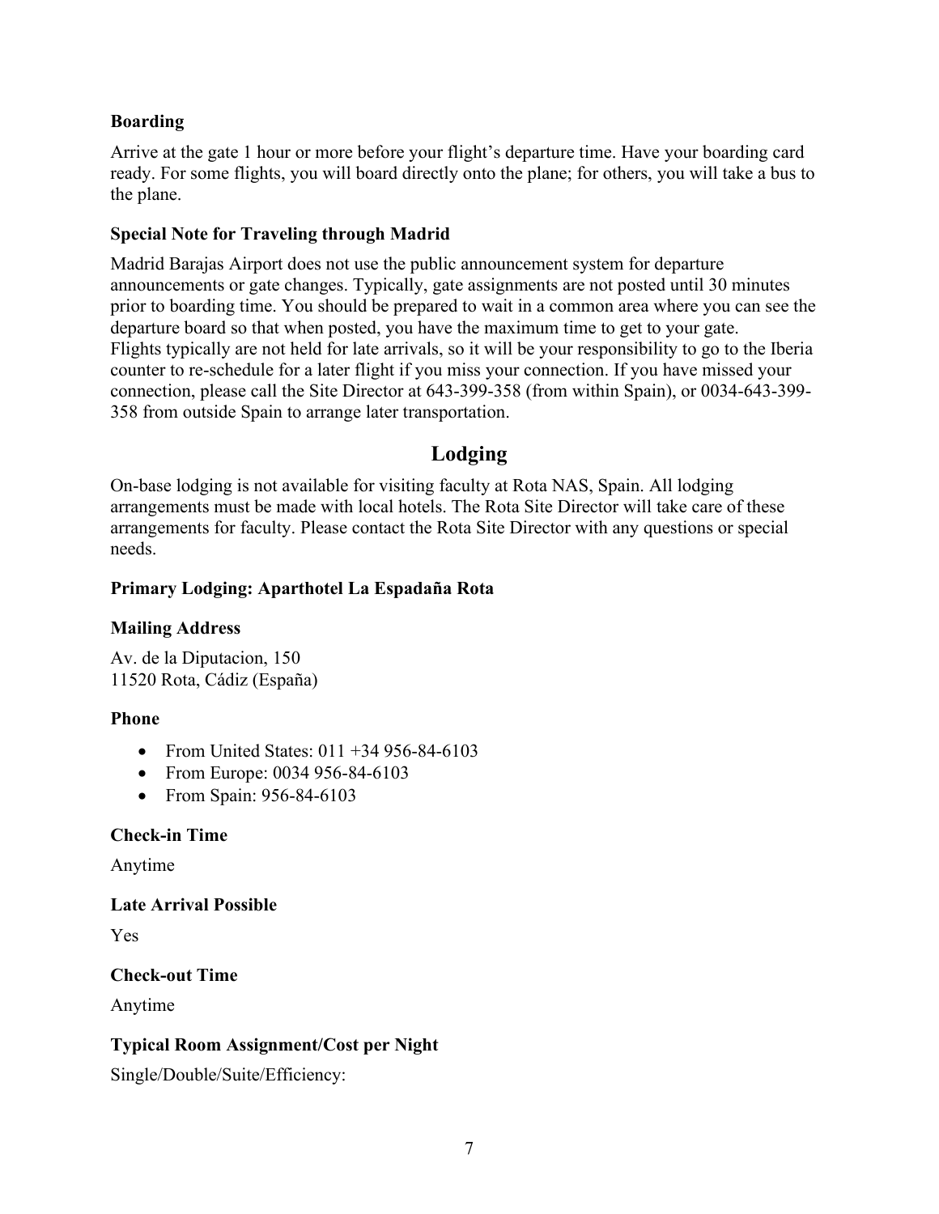### Boarding

Arrive at the gate 1 hour or more before your flight's departure time. Have your boarding card ready. For some flights, you will board directly onto the plane; for others, you will take a bus to the plane.

### Special Note for Traveling through Madrid

Madrid Barajas Airport does not use the public announcement system for departure announcements or gate changes. Typically, gate assignments are not posted until 30 minutes prior to boarding time. You should be prepared to wait in a common area where you can see the departure board so that when posted, you have the maximum time to get to your gate. Flights typically are not held for late arrivals, so it will be your responsibility to go to the Iberia counter to re-schedule for a later flight if you miss your connection. If you have missed your connection, please call the Site Director at 643-399-358 (from within Spain), or 0034-643-399-358 from outside Spain to arrange later transportation.

## Lodging

On-base lodging is not available for visiting faculty at Rota NAS, Spain. All lodging arrangements must be made with local hotels. The Rota Site Director will take care of these arrangements for faculty. Please contact the Rota Site Director with any questions or special needs.

### Primary Lodging: Aparthotel La Espadaña Rota

### Mailing Address

Av. de la Diputacion, 150
11520 Rota, Cádiz (España)

### Phone

- From United States: 011 +34 956-84-6103
- From Europe: 0034 956-84-6103
- From Spain: 956-84-6103

### Check-in Time

Anytime

### Late Arrival Possible

Yes

### Check-out Time

Anytime

### Typical Room Assignment/Cost per Night

Single/Double/Suite/Efficiency: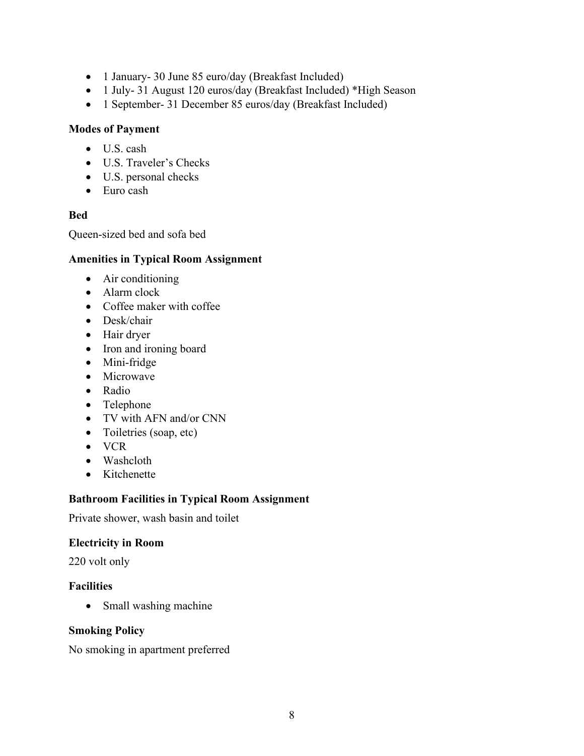- 1 January- 30 June 85 euro/day (Breakfast Included)
- 1 July- 31 August 120 euros/day (Breakfast Included) *High Season
- 1 September- 31 December 85 euros/day (Breakfast Included)

**Modes of Payment**

- U.S. cash
- U.S. Traveler's Checks
- U.S. personal checks
- Euro cash

**Bed**

Queen-sized bed and sofa bed

**Amenities in Typical Room Assignment**

- Air conditioning
- Alarm clock
- Coffee maker with coffee
- Desk/chair
- Hair dryer
- Iron and ironing board
- Mini-fridge
- Microwave
- Radio
- Telephone
- TV with AFN and/or CNN
- Toiletries (soap, etc)
- VCR
- Washcloth
- Kitchenette

**Bathroom Facilities in Typical Room Assignment**

Private shower, wash basin and toilet

**Electricity in Room**

220 volt only

**Facilities**

- Small washing machine

**Smoking Policy**

No smoking in apartment preferred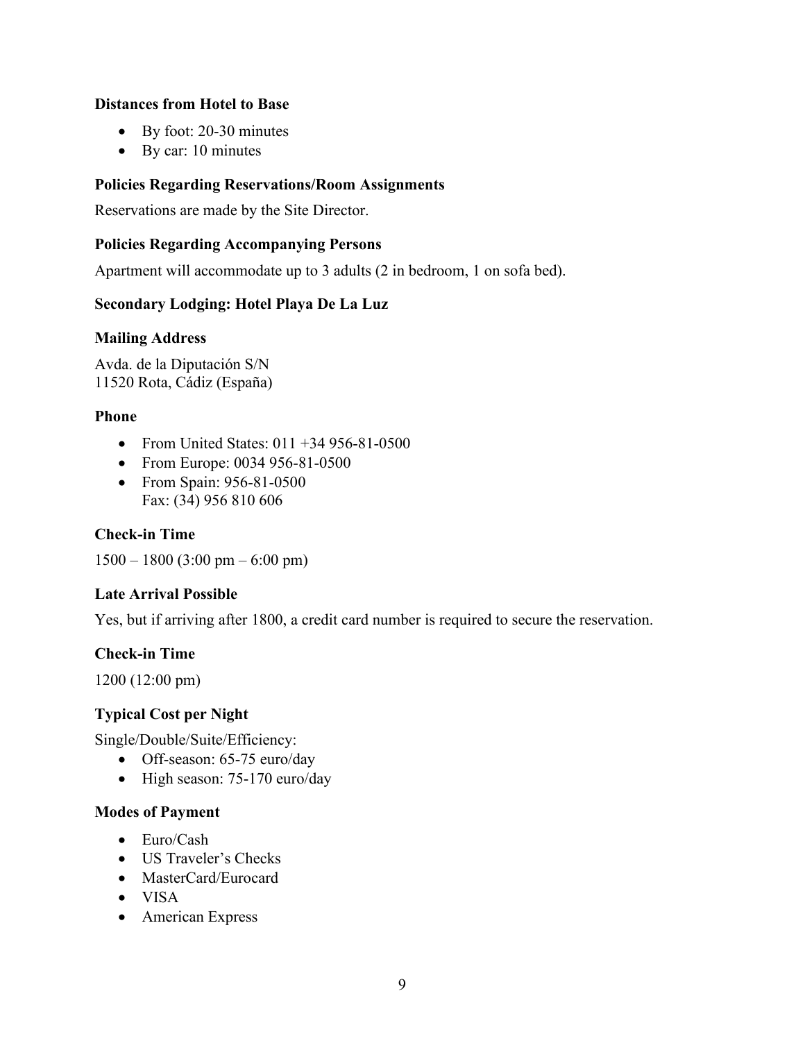**Distances from Hotel to Base**

- By foot: 20-30 minutes
- By car: 10 minutes

**Policies Regarding Reservations/Room Assignments**

Reservations are made by the Site Director.

**Policies Regarding Accompanying Persons**

Apartment will accommodate up to 3 adults (2 in bedroom, 1 on sofa bed).

**Secondary Lodging: Hotel Playa De La Luz**

**Mailing Address**

Avda. de la Diputación S/N
11520 Rota, Cádiz (España)

**Phone**

- From United States: 011 +34 956-81-0500
- From Europe: 0034 956-81-0500
- From Spain: 956-81-0500
  Fax: (34) 956 810 606

**Check-in Time**

1500 – 1800 (3:00 pm – 6:00 pm)

**Late Arrival Possible**

Yes, but if arriving after 1800, a credit card number is required to secure the reservation.

**Check-in Time**

1200 (12:00 pm)

**Typical Cost per Night**

Single/Double/Suite/Efficiency:

- Off-season: 65-75 euro/day
- High season: 75-170 euro/day

**Modes of Payment**

- Euro/Cash
- US Traveler's Checks
- MasterCard/Eurocard
- VISA
- American Express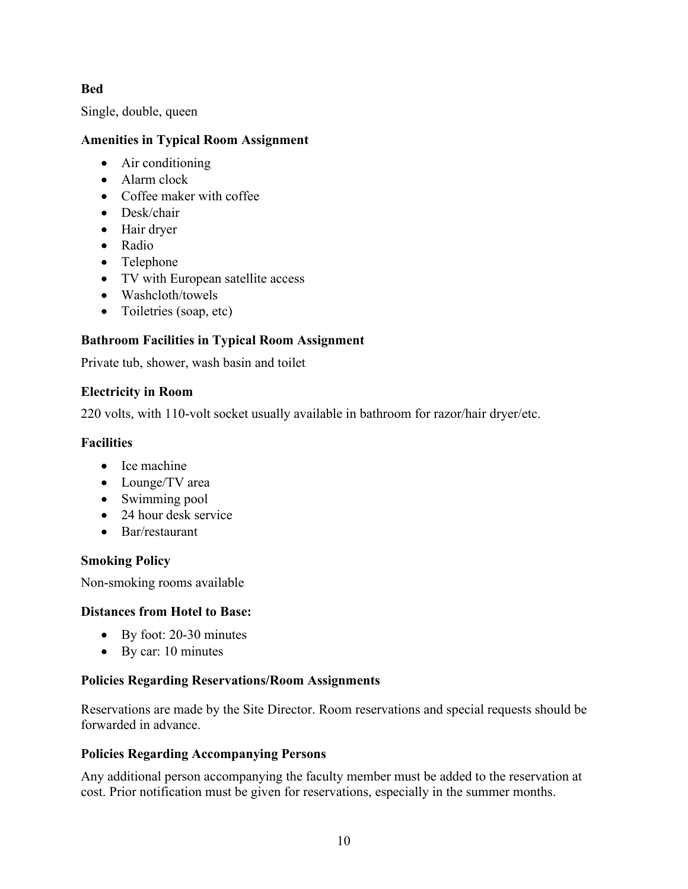**Bed**

Single, double, queen

**Amenities in Typical Room Assignment**

- Air conditioning
- Alarm clock
- Coffee maker with coffee
- Desk/chair
- Hair dryer
- Radio
- Telephone
- TV with European satellite access
- Washcloth/towels
- Toiletries (soap, etc)

**Bathroom Facilities in Typical Room Assignment**

Private tub, shower, wash basin and toilet

**Electricity in Room**

220 volts, with 110-volt socket usually available in bathroom for razor/hair dryer/etc.

**Facilities**

- Ice machine
- Lounge/TV area
- Swimming pool
- 24 hour desk service
- Bar/restaurant

**Smoking Policy**

Non-smoking rooms available

**Distances from Hotel to Base:**

- By foot: 20-30 minutes
- By car: 10 minutes

**Policies Regarding Reservations/Room Assignments**

Reservations are made by the Site Director. Room reservations and special requests should be forwarded in advance.

**Policies Regarding Accompanying Persons**

Any additional person accompanying the faculty member must be added to the reservation at cost. Prior notification must be given for reservations, especially in the summer months.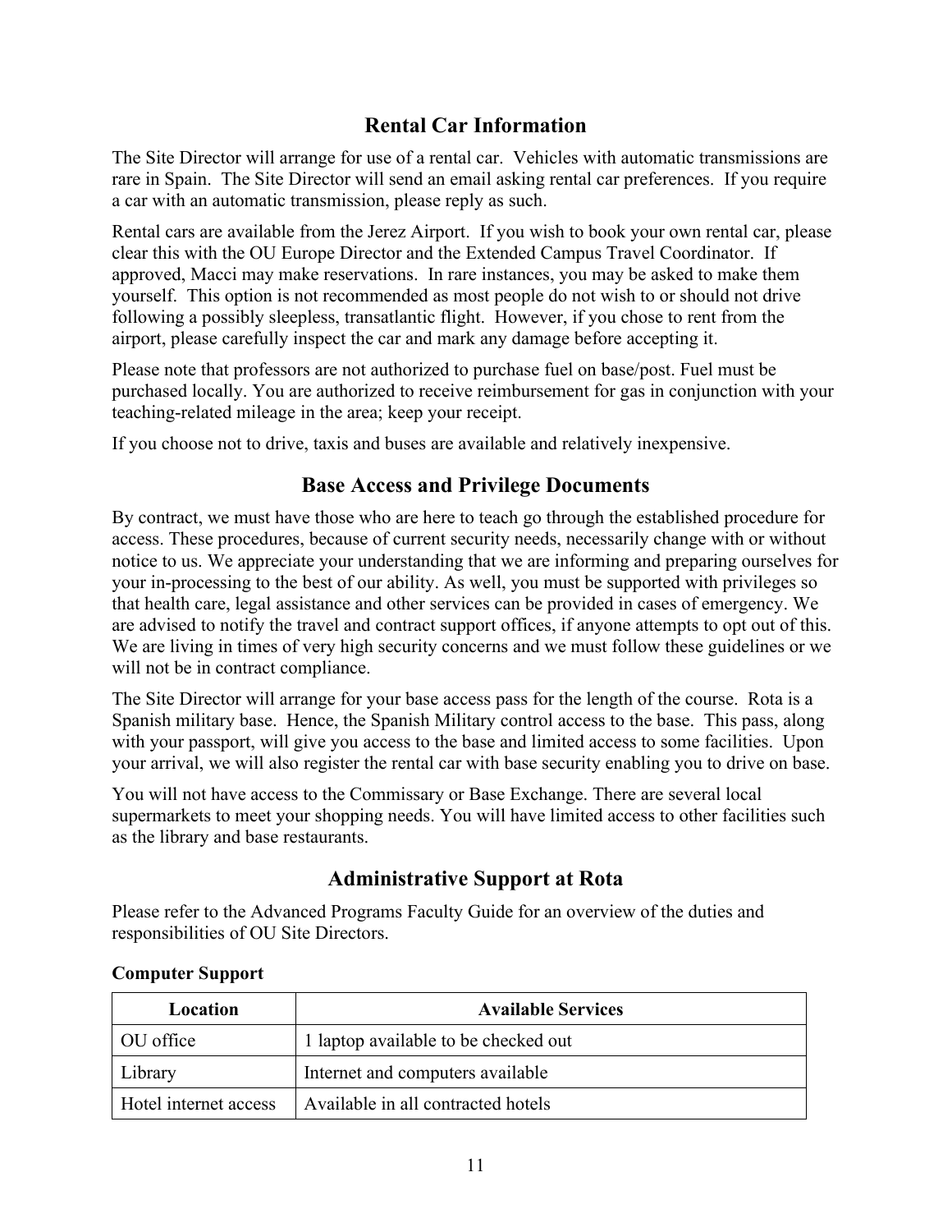## Rental Car Information

The Site Director will arrange for use of a rental car. Vehicles with automatic transmissions are rare in Spain. The Site Director will send an email asking rental car preferences. If you require a car with an automatic transmission, please reply as such.

Rental cars are available from the Jerez Airport. If you wish to book your own rental car, please clear this with the OU Europe Director and the Extended Campus Travel Coordinator. If approved, Macci may make reservations. In rare instances, you may be asked to make them yourself. This option is not recommended as most people do not wish to or should not drive following a possibly sleepless, transatlantic flight. However, if you chose to rent from the airport, please carefully inspect the car and mark any damage before accepting it.

Please note that professors are not authorized to purchase fuel on base/post. Fuel must be purchased locally. You are authorized to receive reimbursement for gas in conjunction with your teaching-related mileage in the area; keep your receipt.

If you choose not to drive, taxis and buses are available and relatively inexpensive.

## Base Access and Privilege Documents

By contract, we must have those who are here to teach go through the established procedure for access. These procedures, because of current security needs, necessarily change with or without notice to us. We appreciate your understanding that we are informing and preparing ourselves for your in-processing to the best of our ability. As well, you must be supported with privileges so that health care, legal assistance and other services can be provided in cases of emergency. We are advised to notify the travel and contract support offices, if anyone attempts to opt out of this. We are living in times of very high security concerns and we must follow these guidelines or we will not be in contract compliance.

The Site Director will arrange for your base access pass for the length of the course. Rota is a Spanish military base. Hence, the Spanish Military control access to the base. This pass, along with your passport, will give you access to the base and limited access to some facilities. Upon your arrival, we will also register the rental car with base security enabling you to drive on base.

You will not have access to the Commissary or Base Exchange. There are several local supermarkets to meet your shopping needs. You will have limited access to other facilities such as the library and base restaurants.

## Administrative Support at Rota

Please refer to the Advanced Programs Faculty Guide for an overview of the duties and responsibilities of OU Site Directors.

**Computer Support**

| Location | Available Services |
| --- | --- |
| OU office | 1 laptop available to be checked out |
| Library | Internet and computers available |
| Hotel internet access | Available in all contracted hotels |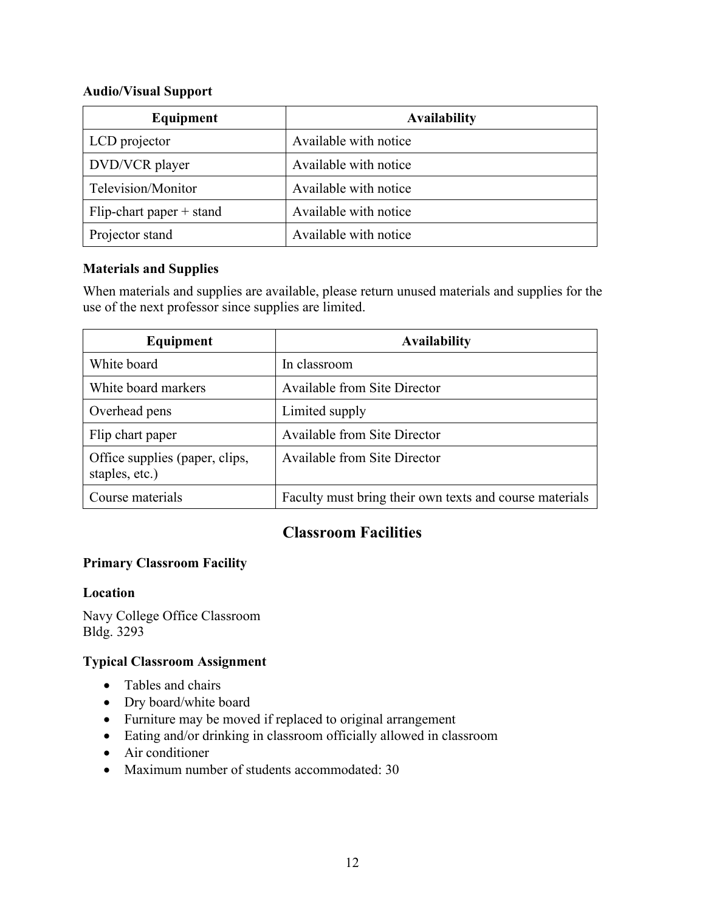**Audio/Visual Support**

| Equipment | Availability |
| --- | --- |
| LCD projector | Available with notice |
| DVD/VCR player | Available with notice |
| Television/Monitor | Available with notice |
| Flip-chart paper + stand | Available with notice |
| Projector stand | Available with notice |

**Materials and Supplies**

When materials and supplies are available, please return unused materials and supplies for the use of the next professor since supplies are limited.

| Equipment | Availability |
| --- | --- |
| White board | In classroom |
| White board markers | Available from Site Director |
| Overhead pens | Limited supply |
| Flip chart paper | Available from Site Director |
| Office supplies (paper, clips, staples, etc.) | Available from Site Director |
| Course materials | Faculty must bring their own texts and course materials |

## Classroom Facilities

**Primary Classroom Facility**

**Location**

Navy College Office Classroom
Bldg. 3293

**Typical Classroom Assignment**

- Tables and chairs
- Dry board/white board
- Furniture may be moved if replaced to original arrangement
- Eating and/or drinking in classroom officially allowed in classroom
- Air conditioner
- Maximum number of students accommodated: 30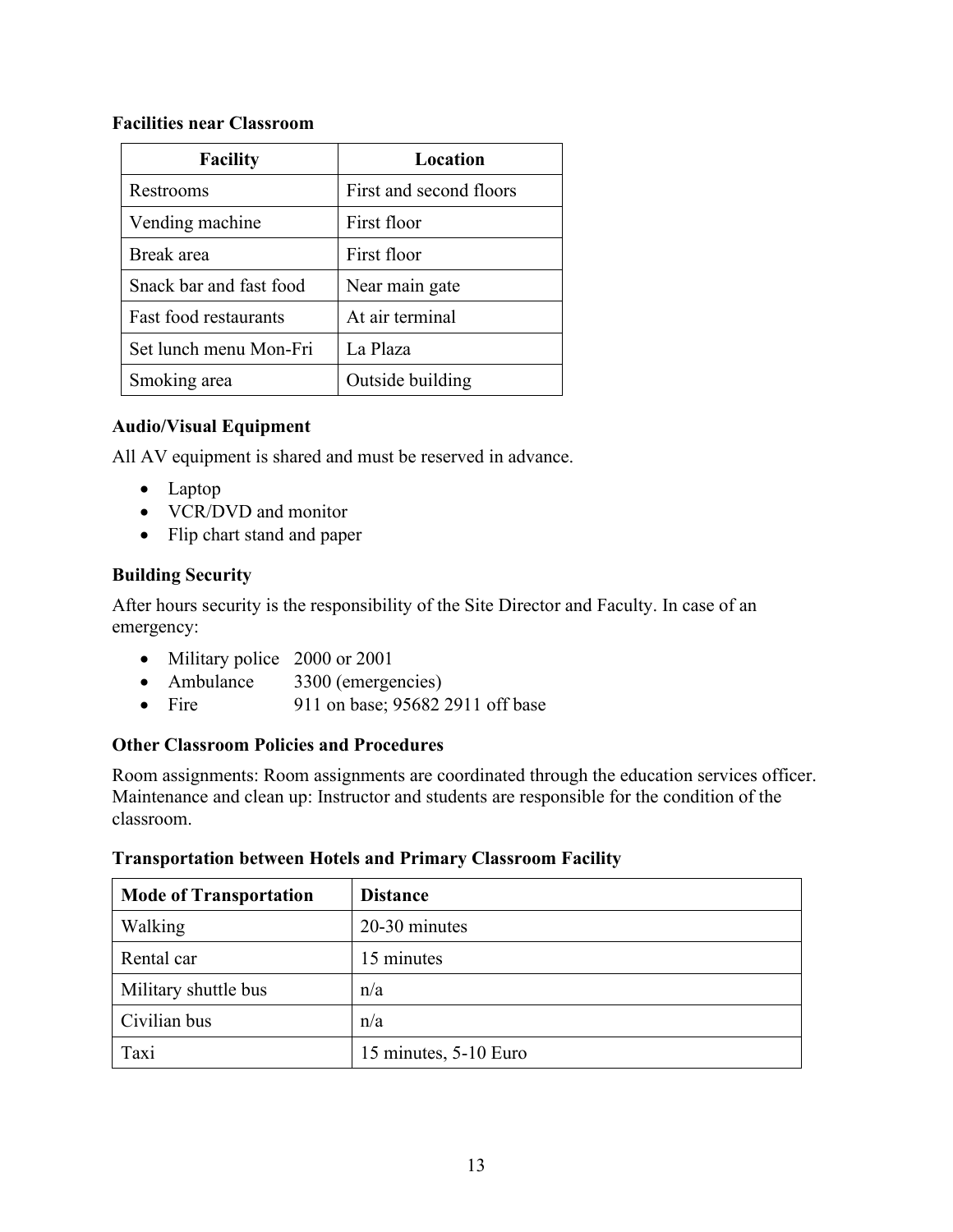**Facilities near Classroom**

| Facility | Location |
| --- | --- |
| Restrooms | First and second floors |
| Vending machine | First floor |
| Break area | First floor |
| Snack bar and fast food | Near main gate |
| Fast food restaurants | At air terminal |
| Set lunch menu Mon-Fri | La Plaza |
| Smoking area | Outside building |

**Audio/Visual Equipment**

All AV equipment is shared and must be reserved in advance.

- Laptop
- VCR/DVD and monitor
- Flip chart stand and paper

**Building Security**

After hours security is the responsibility of the Site Director and Faculty. In case of an emergency:

- Military police 2000 or 2001
- Ambulance 3300 (emergencies)
- Fire 911 on base; 95682 2911 off base

**Other Classroom Policies and Procedures**

Room assignments: Room assignments are coordinated through the education services officer.
Maintenance and clean up: Instructor and students are responsible for the condition of the classroom.

**Transportation between Hotels and Primary Classroom Facility**

| Mode of Transportation | Distance |
| --- | --- |
| Walking | 20-30 minutes |
| Rental car | 15 minutes |
| Military shuttle bus | n/a |
| Civilian bus | n/a |
| Taxi | 15 minutes, 5-10 Euro |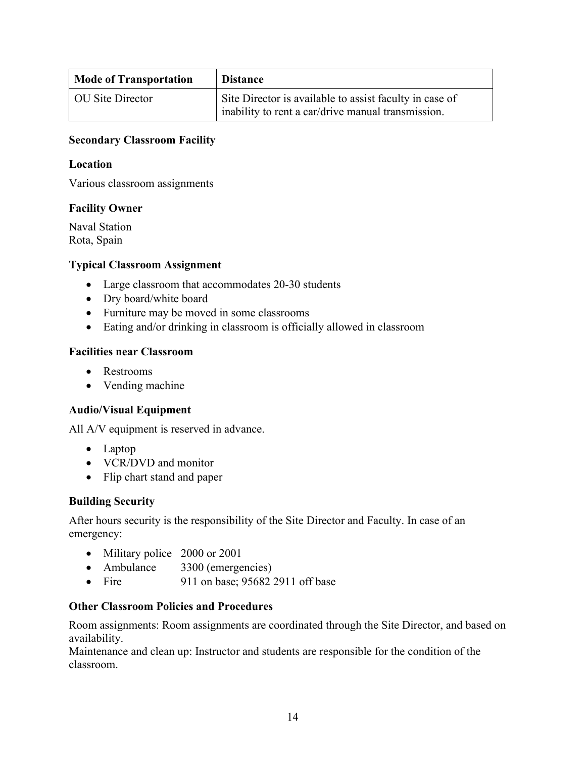| Mode of Transportation | Distance |
| --- | --- |
| OU Site Director | Site Director is available to assist faculty in case of inability to rent a car/drive manual transmission. |

**Secondary Classroom Facility**

**Location**

Various classroom assignments

**Facility Owner**

Naval Station
Rota, Spain

**Typical Classroom Assignment**

- Large classroom that accommodates 20-30 students
- Dry board/white board
- Furniture may be moved in some classrooms
- Eating and/or drinking in classroom is officially allowed in classroom

**Facilities near Classroom**

- Restrooms
- Vending machine

**Audio/Visual Equipment**

All A/V equipment is reserved in advance.

- Laptop
- VCR/DVD and monitor
- Flip chart stand and paper

**Building Security**

After hours security is the responsibility of the Site Director and Faculty. In case of an emergency:

- Military police 2000 or 2001
- Ambulance 3300 (emergencies)
- Fire 911 on base; 95682 2911 off base

**Other Classroom Policies and Procedures**

Room assignments: Room assignments are coordinated through the Site Director, and based on availability.
Maintenance and clean up: Instructor and students are responsible for the condition of the classroom.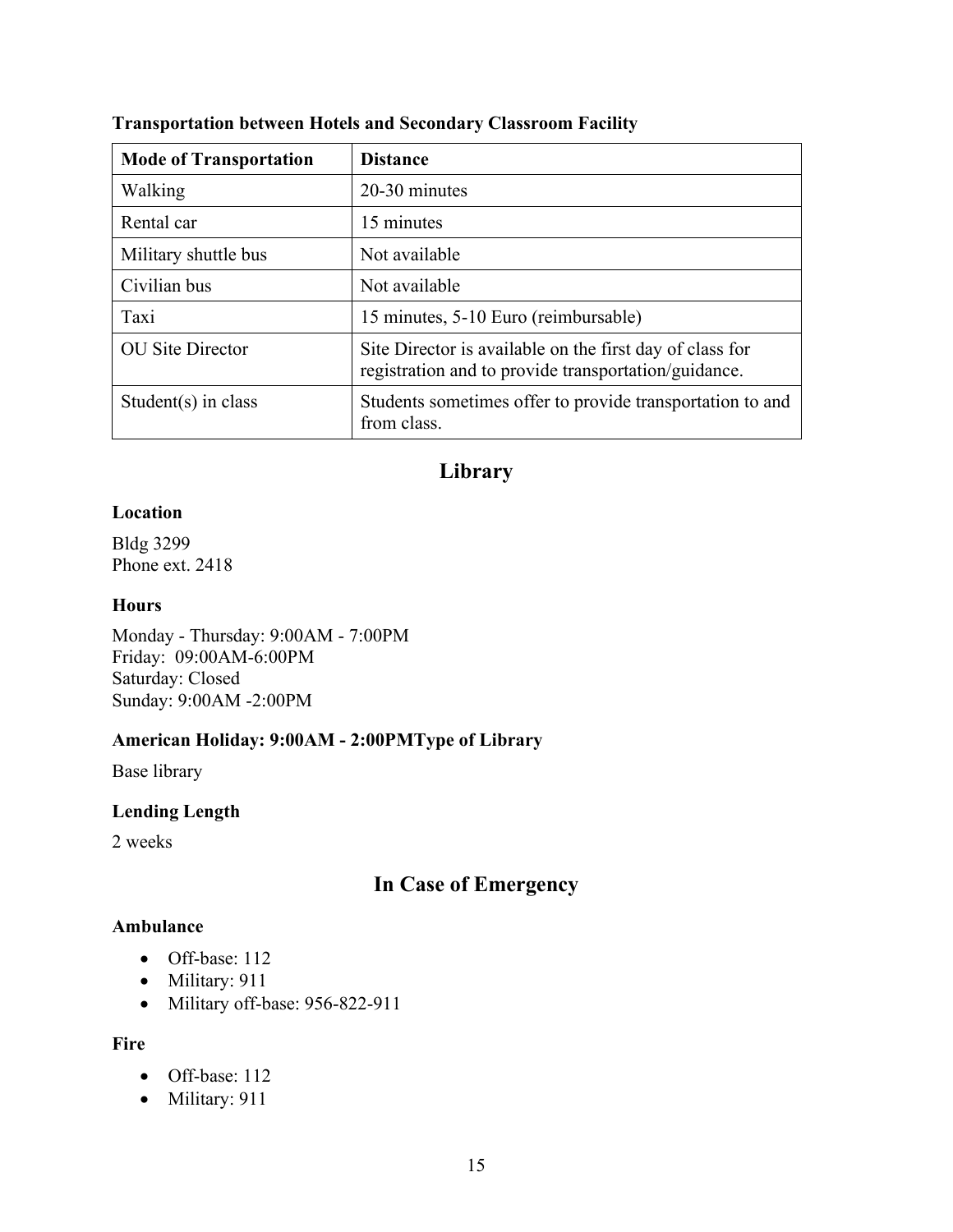**Transportation between Hotels and Secondary Classroom Facility**

| Mode of Transportation | Distance |
|---|---|
| Walking | 20-30 minutes |
| Rental car | 15 minutes |
| Military shuttle bus | Not available |
| Civilian bus | Not available |
| Taxi | 15 minutes, 5-10 Euro (reimbursable) |
| OU Site Director | Site Director is available on the first day of class for registration and to provide transportation/guidance. |
| Student(s) in class | Students sometimes offer to provide transportation to and from class. |

## Library

### Location

Bldg 3299
Phone ext. 2418

### Hours

Monday - Thursday: 9:00AM - 7:00PM
Friday: 09:00AM-6:00PM
Saturday: Closed
Sunday: 9:00AM -2:00PM

### American Holiday: 9:00AM - 2:00PMType of Library

Base library

### Lending Length

2 weeks

## In Case of Emergency

### Ambulance

- Off-base: 112
- Military: 911
- Military off-base: 956-822-911

### Fire

- Off-base: 112
- Military: 911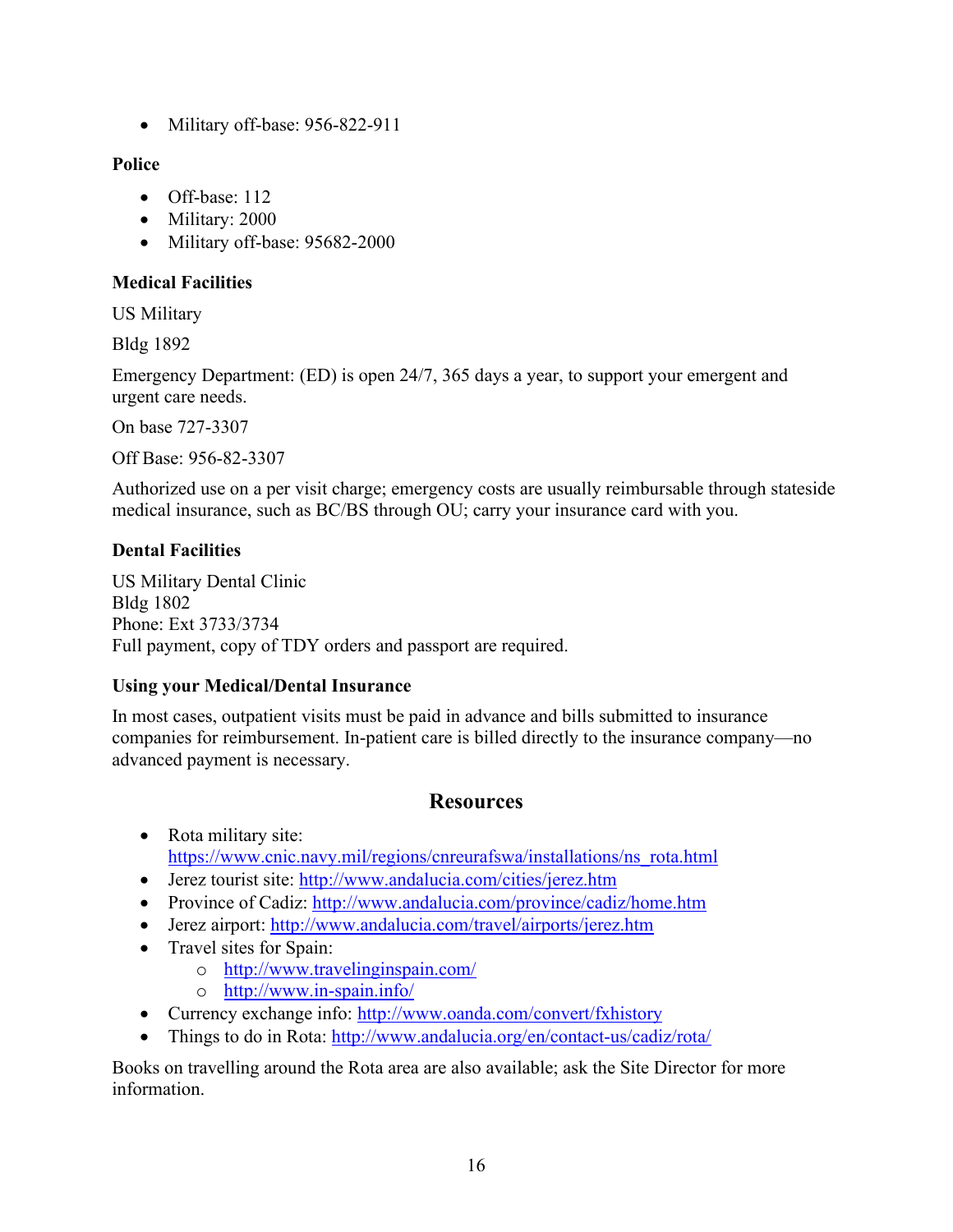- Military off-base: 956-822-911

**Police**

- Off-base: 112
- Military: 2000
- Military off-base: 95682-2000

**Medical Facilities**

US Military

Bldg 1892

Emergency Department: (ED) is open 24/7, 365 days a year, to support your emergent and urgent care needs.

On base 727-3307

Off Base: 956-82-3307

Authorized use on a per visit charge; emergency costs are usually reimbursable through stateside medical insurance, such as BC/BS through OU; carry your insurance card with you.

**Dental Facilities**

US Military Dental Clinic
Bldg 1802
Phone: Ext 3733/3734
Full payment, copy of TDY orders and passport are required.

**Using your Medical/Dental Insurance**

In most cases, outpatient visits must be paid in advance and bills submitted to insurance companies for reimbursement. In-patient care is billed directly to the insurance company—no advanced payment is necessary.

## Resources

- Rota military site: https://www.cnic.navy.mil/regions/cnreurafswa/installations/ns_rota.html
- Jerez tourist site: http://www.andalucia.com/cities/jerez.htm
- Province of Cadiz: http://www.andalucia.com/province/cadiz/home.htm
- Jerez airport: http://www.andalucia.com/travel/airports/jerez.htm
- Travel sites for Spain:
  - http://www.travelinginspain.com/
  - http://www.in-spain.info/
- Currency exchange info: http://www.oanda.com/convert/fxhistory
- Things to do in Rota: http://www.andalucia.org/en/contact-us/cadiz/rota/

Books on travelling around the Rota area are also available; ask the Site Director for more information.